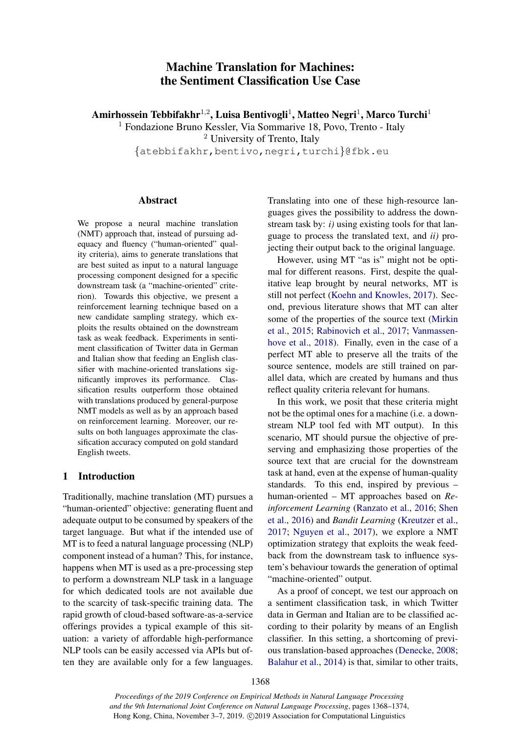# Machine Translation for Machines: the Sentiment Classification Use Case

**Amirhossein Tebbifakhr[1,2], Luisa Bentivogli[1], Matteo Negri[1], Marco Turchi[1]**

[1] Fondazione Bruno Kessler, Via Sommarive 18, Povo, Trento - Italy
[2] University of Trento, Italy
{atebbifakhr,bentivo,negri,turchi}@fbk.eu

## Abstract

We propose a neural machine translation (NMT) approach that, instead of pursuing adequacy and fluency ("human-oriented" quality criteria), aims to generate translations that are best suited as input to a natural language processing component designed for a specific downstream task (a "machine-oriented" criterion). Towards this objective, we present a reinforcement learning technique based on a new candidate sampling strategy, which exploits the results obtained on the downstream task as weak feedback. Experiments in sentiment classification of Twitter data in German and Italian show that feeding an English classifier with machine-oriented translations significantly improves its performance. Classification results outperform those obtained with translations produced by general-purpose NMT models as well as by an approach based on reinforcement learning. Moreover, our results on both languages approximate the classification accuracy computed on gold standard English tweets.

## 1 Introduction

Traditionally, machine translation (MT) pursues a "human-oriented" objective: generating fluent and adequate output to be consumed by speakers of the target language. But what if the intended use of MT is to feed a natural language processing (NLP) component instead of a human? This, for instance, happens when MT is used as a pre-processing step to perform a downstream NLP task in a language for which dedicated tools are not available due to the scarcity of task-specific training data. The rapid growth of cloud-based software-as-a-service offerings provides a typical example of this situation: a variety of affordable high-performance NLP tools can be easily accessed via APIs but often they are available only for a few languages. Translating into one of these high-resource languages gives the possibility to address the downstream task by: *i)* using existing tools for that language to process the translated text, and *ii)* projecting their output back to the original language.

However, using MT "as is" might not be optimal for different reasons. First, despite the qualitative leap brought by neural networks, MT is still not perfect (Koehn and Knowles, 2017). Second, previous literature shows that MT can alter some of the properties of the source text (Mirkin et al., 2015; Rabinovich et al., 2017; Vanmassenhove et al., 2018). Finally, even in the case of a perfect MT able to preserve all the traits of the source sentence, models are still trained on parallel data, which are created by humans and thus reflect quality criteria relevant for humans.

In this work, we posit that these criteria might not be the optimal ones for a machine (i.e. a downstream NLP tool fed with MT output). In this scenario, MT should pursue the objective of preserving and emphasizing those properties of the source text that are crucial for the downstream task at hand, even at the expense of human-quality standards. To this end, inspired by previous – human-oriented – MT approaches based on *Reinforcement Learning* (Ranzato et al., 2016; Shen et al., 2016) and *Bandit Learning* (Kreutzer et al., 2017; Nguyen et al., 2017), we explore a NMT optimization strategy that exploits the weak feedback from the downstream task to influence system's behaviour towards the generation of optimal "machine-oriented" output.

As a proof of concept, we test our approach on a sentiment classification task, in which Twitter data in German and Italian are to be classified according to their polarity by means of an English classifier. In this setting, a shortcoming of previous translation-based approaches (Denecke, 2008; Balahur et al., 2014) is that, similar to other traits,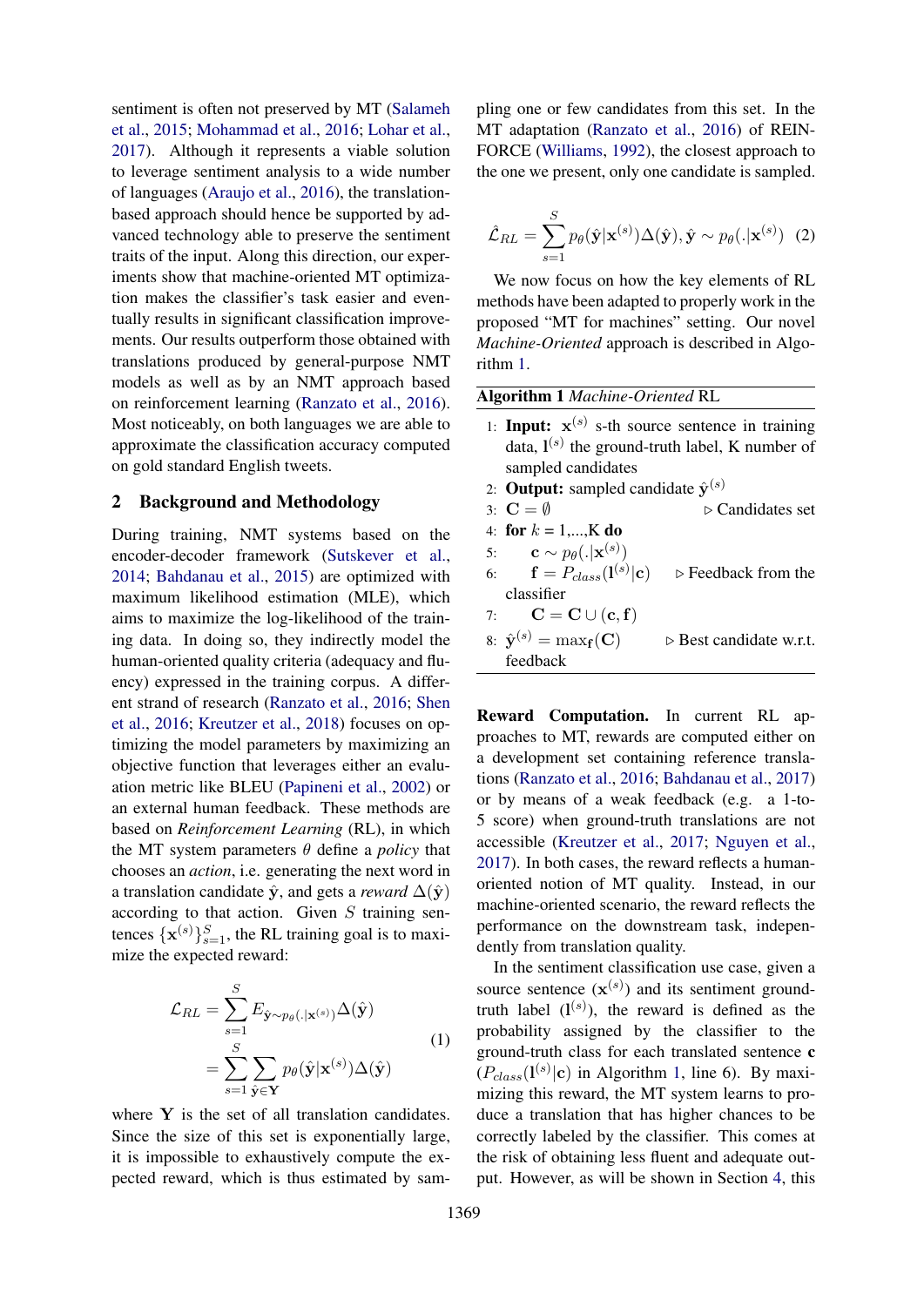sentiment is often not preserved by MT (Salameh et al., 2015; Mohammad et al., 2016; Lohar et al., 2017). Although it represents a viable solution to leverage sentiment analysis to a wide number of languages (Araujo et al., 2016), the translation-based approach should hence be supported by advanced technology able to preserve the sentiment traits of the input. Along this direction, our experiments show that machine-oriented MT optimization makes the classifier's task easier and eventually results in significant classification improvements. Our results outperform those obtained with translations produced by general-purpose NMT models as well as by an NMT approach based on reinforcement learning (Ranzato et al., 2016). Most noticeably, on both languages we are able to approximate the classification accuracy computed on gold standard English tweets.

## 2 Background and Methodology

During training, NMT systems based on the encoder-decoder framework (Sutskever et al., 2014; Bahdanau et al., 2015) are optimized with maximum likelihood estimation (MLE), which aims to maximize the log-likelihood of the training data. In doing so, they indirectly model the human-oriented quality criteria (adequacy and fluency) expressed in the training corpus. A different strand of research (Ranzato et al., 2016; Shen et al., 2016; Kreutzer et al., 2018) focuses on optimizing the model parameters by maximizing an objective function that leverages either an evaluation metric like BLEU (Papineni et al., 2002) or an external human feedback. These methods are based on *Reinforcement Learning* (RL), in which the MT system parameters $\theta$ define a *policy* that chooses an *action*, i.e. generating the next word in a translation candidate $\hat{\mathbf{y}}$, and gets a *reward* $\Delta(\hat{\mathbf{y}})$ according to that action. Given $S$ training sentences $\{\mathbf{x}^{(s)}\}_{s=1}^{S}$, the RL training goal is to maximize the expected reward:

$$
\begin{aligned}
\mathcal{L}_{RL} &= \sum_{s=1}^{S} E_{\hat{\mathbf{y}} \sim p_\theta(.|\mathbf{x}^{(s)})} \Delta(\hat{\mathbf{y}}) \\
&= \sum_{s=1}^{S} \sum_{\hat{\mathbf{y}} \in \mathbf{Y}} p_\theta(\hat{\mathbf{y}}|\mathbf{x}^{(s)}) \Delta(\hat{\mathbf{y}})
\end{aligned}
\tag{1}
$$

where $\mathbf{Y}$ is the set of all translation candidates. Since the size of this set is exponentially large, it is impossible to exhaustively compute the expected reward, which is thus estimated by sampling one or few candidates from this set. In the MT adaptation (Ranzato et al., 2016) of REINFORCE (Williams, 1992), the closest approach to the one we present, only one candidate is sampled.

$$
\hat{\mathcal{L}}_{RL} = \sum_{s=1}^{S} p_\theta(\hat{\mathbf{y}}|\mathbf{x}^{(s)}) \Delta(\hat{\mathbf{y}}), \hat{\mathbf{y}} \sim p_\theta(.|\mathbf{x}^{(s)}) \tag{2}
$$

We now focus on how the key elements of RL methods have been adapted to properly work in the proposed "MT for machines" setting. Our novel *Machine-Oriented* approach is described in Algorithm 1.

**Algorithm 1** *Machine-Oriented* RL

1: **Input:** $\mathbf{x}^{(s)}$ s-th source sentence in training data, $\mathbf{l}^{(s)}$ the ground-truth label, K number of sampled candidates
2: **Output:** sampled candidate $\hat{\mathbf{y}}^{(s)}$
3: $\mathbf{C} = \emptyset$ ▷ Candidates set
4: **for** $k$ = 1,...,K **do**
5: $\quad \mathbf{c} \sim p_\theta(.|\mathbf{x}^{(s)})$
6: $\quad \mathbf{f} = P_{class}(\mathbf{l}^{(s)}|\mathbf{c})$ ▷ Feedback from the classifier
7: $\quad \mathbf{C} = \mathbf{C} \cup (\mathbf{c}, \mathbf{f})$
8: $\hat{\mathbf{y}}^{(s)} = \max_{\mathbf{f}}(\mathbf{C})$ ▷ Best candidate w.r.t. feedback

**Reward Computation.** In current RL approaches to MT, rewards are computed either on a development set containing reference translations (Ranzato et al., 2016; Bahdanau et al., 2017) or by means of a weak feedback (e.g. a 1-to-5 score) when ground-truth translations are not accessible (Kreutzer et al., 2017; Nguyen et al., 2017). In both cases, the reward reflects a human-oriented notion of MT quality. Instead, in our machine-oriented scenario, the reward reflects the performance on the downstream task, independently from translation quality.

In the sentiment classification use case, given a source sentence ($\mathbf{x}^{(s)}$) and its sentiment ground-truth label ($\mathbf{l}^{(s)}$), the reward is defined as the probability assigned by the classifier to the ground-truth class for each translated sentence $\mathbf{c}$ ($P_{class}(\mathbf{l}^{(s)}|\mathbf{c})$ in Algorithm 1, line 6). By maximizing this reward, the MT system learns to produce a translation that has higher chances to be correctly labeled by the classifier. This comes at the risk of obtaining less fluent and adequate output. However, as will be shown in Section 4, this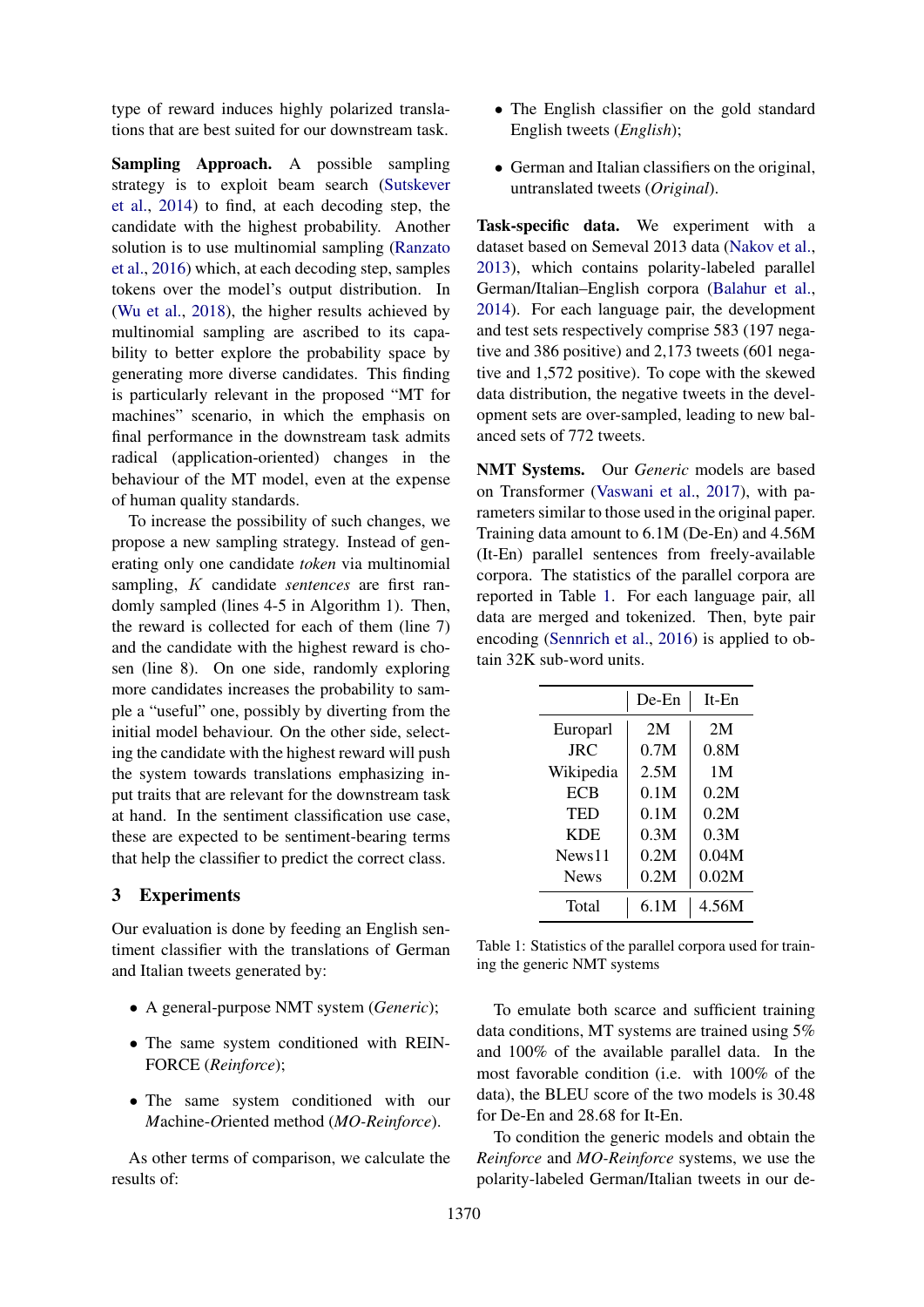type of reward induces highly polarized translations that are best suited for our downstream task.

**Sampling Approach.** A possible sampling strategy is to exploit beam search (Sutskever et al., 2014) to find, at each decoding step, the candidate with the highest probability. Another solution is to use multinomial sampling (Ranzato et al., 2016) which, at each decoding step, samples tokens over the model's output distribution. In (Wu et al., 2018), the higher results achieved by multinomial sampling are ascribed to its capability to better explore the probability space by generating more diverse candidates. This finding is particularly relevant in the proposed "MT for machines" scenario, in which the emphasis on final performance in the downstream task admits radical (application-oriented) changes in the behaviour of the MT model, even at the expense of human quality standards.

To increase the possibility of such changes, we propose a new sampling strategy. Instead of generating only one candidate *token* via multinomial sampling, $K$ candidate *sentences* are first randomly sampled (lines 4-5 in Algorithm 1). Then, the reward is collected for each of them (line 7) and the candidate with the highest reward is chosen (line 8). On one side, randomly exploring more candidates increases the probability to sample a "useful" one, possibly by diverting from the initial model behaviour. On the other side, selecting the candidate with the highest reward will push the system towards translations emphasizing input traits that are relevant for the downstream task at hand. In the sentiment classification use case, these are expected to be sentiment-bearing terms that help the classifier to predict the correct class.

## 3 Experiments

Our evaluation is done by feeding an English sentiment classifier with the translations of German and Italian tweets generated by:

- A general-purpose NMT system (*Generic*);
- The same system conditioned with REINFORCE (*Reinforce*);
- The same system conditioned with our *M*achine-*O*riented method (*MO-Reinforce*).

As other terms of comparison, we calculate the results of:

- The English classifier on the gold standard English tweets (*English*);
- German and Italian classifiers on the original, untranslated tweets (*Original*).

**Task-specific data.** We experiment with a dataset based on Semeval 2013 data (Nakov et al., 2013), which contains polarity-labeled parallel German/Italian–English corpora (Balahur et al., 2014). For each language pair, the development and test sets respectively comprise 583 (197 negative and 386 positive) and 2,173 tweets (601 negative and 1,572 positive). To cope with the skewed data distribution, the negative tweets in the development sets are over-sampled, leading to new balanced sets of 772 tweets.

**NMT Systems.** Our *Generic* models are based on Transformer (Vaswani et al., 2017), with parameters similar to those used in the original paper. Training data amount to 6.1M (De-En) and 4.56M (It-En) parallel sentences from freely-available corpora. The statistics of the parallel corpora are reported in Table 1. For each language pair, all data are merged and tokenized. Then, byte pair encoding (Sennrich et al., 2016) is applied to obtain 32K sub-word units.

| | De-En | It-En |
|---|---|---|
| Europarl | 2M | 2M |
| JRC | 0.7M | 0.8M |
| Wikipedia | 2.5M | 1M |
| ECB | 0.1M | 0.2M |
| TED | 0.1M | 0.2M |
| KDE | 0.3M | 0.3M |
| News11 | 0.2M | 0.04M |
| News | 0.2M | 0.02M |
| Total | 6.1M | 4.56M |

Table 1: Statistics of the parallel corpora used for training the generic NMT systems

To emulate both scarce and sufficient training data conditions, MT systems are trained using 5% and 100% of the available parallel data. In the most favorable condition (i.e. with 100% of the data), the BLEU score of the two models is 30.48 for De-En and 28.68 for It-En.

To condition the generic models and obtain the *Reinforce* and *MO-Reinforce* systems, we use the polarity-labeled German/Italian tweets in our de-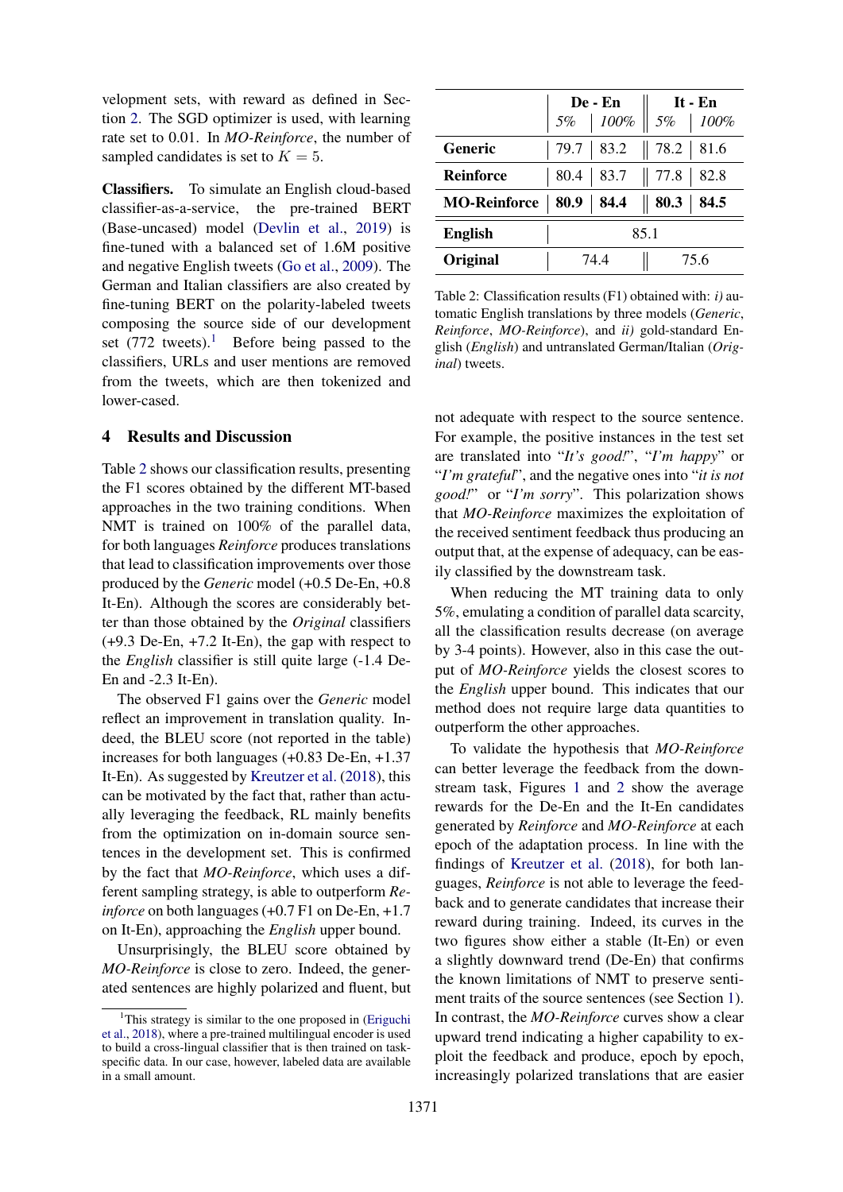velopment sets, with reward as defined in Section 2. The SGD optimizer is used, with learning rate set to 0.01. In *MO-Reinforce*, the number of sampled candidates is set to $K = 5$.

**Classifiers.** To simulate an English cloud-based classifier-as-a-service, the pre-trained BERT (Base-uncased) model (Devlin et al., 2019) is fine-tuned with a balanced set of 1.6M positive and negative English tweets (Go et al., 2009). The German and Italian classifiers are also created by fine-tuning BERT on the polarity-labeled tweets composing the source side of our development set (772 tweets).[1] Before being passed to the classifiers, URLs and user mentions are removed from the tweets, which are then tokenized and lower-cased.

## 4 Results and Discussion

| | De - En | | It - En | |
|---|---|---|---|---|
| | *5%* | *100%* | *5%* | *100%* |
| **Generic** | 79.7 | 83.2 | 78.2 | 81.6 |
| **Reinforce** | 80.4 | 83.7 | 77.8 | 82.8 |
| **MO-Reinforce** | **80.9** | **84.4** | **80.3** | **84.5** |
| **English** | 85.1 | | | |
| **Original** | 74.4 | | 75.6 | |

Table 2: Classification results (F1) obtained with: *i)* automatic English translations by three models (*Generic*, *Reinforce*, *MO-Reinforce*), and *ii)* gold-standard English (*English*) and untranslated German/Italian (*Original*) tweets.

Table 2 shows our classification results, presenting the F1 scores obtained by the different MT-based approaches in the two training conditions. When NMT is trained on 100% of the parallel data, for both languages *Reinforce* produces translations that lead to classification improvements over those produced by the *Generic* model (+0.5 De-En, +0.8 It-En). Although the scores are considerably better than those obtained by the *Original* classifiers (+9.3 De-En, +7.2 It-En), the gap with respect to the *English* classifier is still quite large (-1.4 De-En and -2.3 It-En).

The observed F1 gains over the *Generic* model reflect an improvement in translation quality. Indeed, the BLEU score (not reported in the table) increases for both languages (+0.83 De-En, +1.37 It-En). As suggested by Kreutzer et al. (2018), this can be motivated by the fact that, rather than actually leveraging the feedback, RL mainly benefits from the optimization on in-domain source sentences in the development set. This is confirmed by the fact that *MO-Reinforce*, which uses a different sampling strategy, is able to outperform *Reinforce* on both languages (+0.7 F1 on De-En, +1.7 on It-En), approaching the *English* upper bound.

Unsurprisingly, the BLEU score obtained by *MO-Reinforce* is close to zero. Indeed, the generated sentences are highly polarized and fluent, but not adequate with respect to the source sentence. For example, the positive instances in the test set are translated into "*It's good!*", "*I'm happy*" or "*I'm grateful*", and the negative ones into "*it is not good!*" or "*I'm sorry*". This polarization shows that *MO-Reinforce* maximizes the exploitation of the received sentiment feedback thus producing an output that, at the expense of adequacy, can be easily classified by the downstream task.

When reducing the MT training data to only 5%, emulating a condition of parallel data scarcity, all the classification results decrease (on average by 3-4 points). However, also in this case the output of *MO-Reinforce* yields the closest scores to the *English* upper bound. This indicates that our method does not require large data quantities to outperform the other approaches.

To validate the hypothesis that *MO-Reinforce* can better leverage the feedback from the downstream task, Figures 1 and 2 show the average rewards for the De-En and the It-En candidates generated by *Reinforce* and *MO-Reinforce* at each epoch of the adaptation process. In line with the findings of Kreutzer et al. (2018), for both languages, *Reinforce* is not able to leverage the feedback and to generate candidates that increase their reward during training. Indeed, its curves in the two figures show either a stable (It-En) or even a slightly downward trend (De-En) that confirms the known limitations of NMT to preserve sentiment traits of the source sentences (see Section 1). In contrast, the *MO-Reinforce* curves show a clear upward trend indicating a higher capability to exploit the feedback and produce, epoch by epoch, increasingly polarized translations that are easier

[1] This strategy is similar to the one proposed in (Eriguchi et al., 2018), where a pre-trained multilingual encoder is used to build a cross-lingual classifier that is then trained on task-specific data. In our case, however, labeled data are available in a small amount.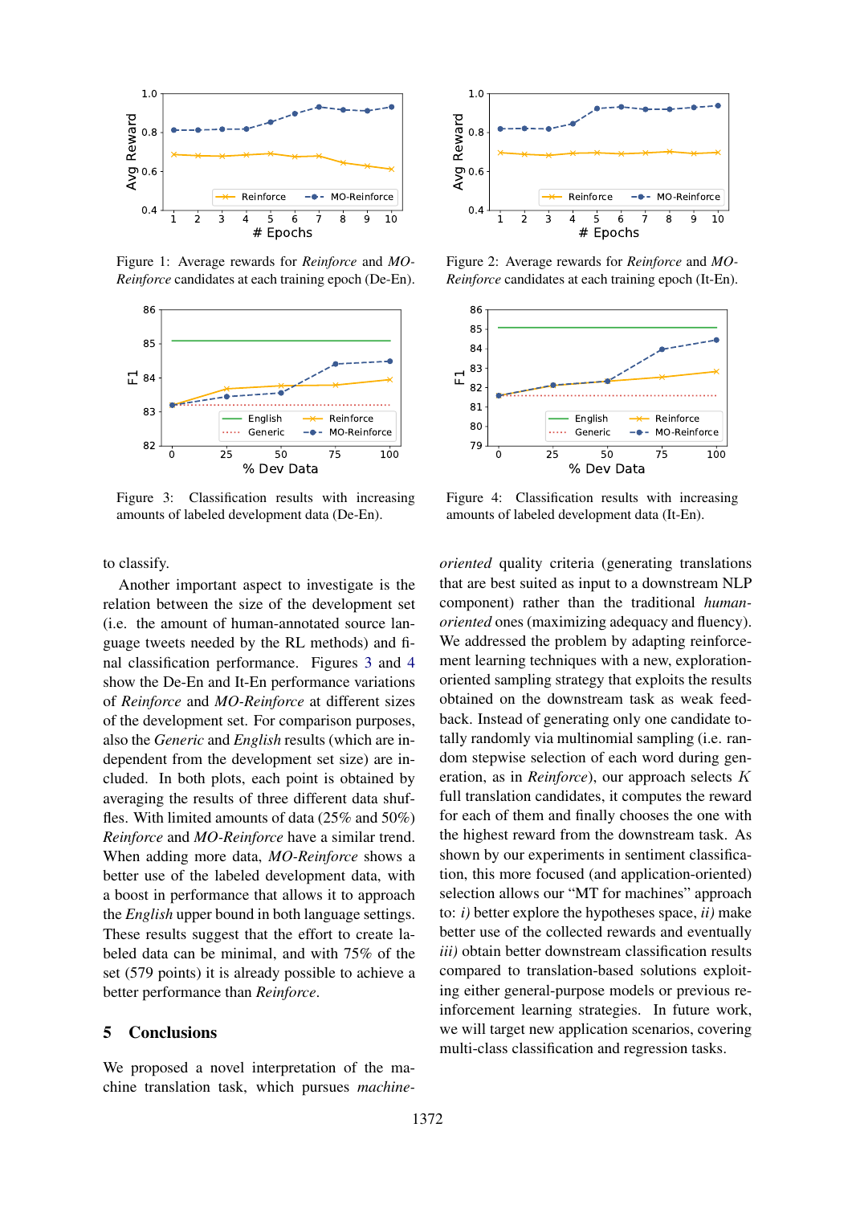Figure 1: Average rewards for *Reinforce* and *MO-Reinforce* candidates at each training epoch (De-En).

Figure 2: Average rewards for *Reinforce* and *MO-Reinforce* candidates at each training epoch (It-En).

Figure 3: Classification results with increasing amounts of labeled development data (De-En).

Figure 4: Classification results with increasing amounts of labeled development data (It-En).

to classify.

Another important aspect to investigate is the relation between the size of the development set (i.e. the amount of human-annotated source language tweets needed by the RL methods) and final classification performance. Figures 3 and 4 show the De-En and It-En performance variations of *Reinforce* and *MO-Reinforce* at different sizes of the development set. For comparison purposes, also the *Generic* and *English* results (which are independent from the development set size) are included. In both plots, each point is obtained by averaging the results of three different data shuffles. With limited amounts of data (25% and 50%) *Reinforce* and *MO-Reinforce* have a similar trend. When adding more data, *MO-Reinforce* shows a better use of the labeled development data, with a boost in performance that allows it to approach the *English* upper bound in both language settings. These results suggest that the effort to create labeled data can be minimal, and with 75% of the set (579 points) it is already possible to achieve a better performance than *Reinforce*.

## 5 Conclusions

We proposed a novel interpretation of the machine translation task, which pursues *machine-oriented* quality criteria (generating translations that are best suited as input to a downstream NLP component) rather than the traditional *human-oriented* ones (maximizing adequacy and fluency). We addressed the problem by adapting reinforcement learning techniques with a new, exploration-oriented sampling strategy that exploits the results obtained on the downstream task as weak feedback. Instead of generating only one candidate totally randomly via multinomial sampling (i.e. random stepwise selection of each word during generation, as in *Reinforce*), our approach selects $K$ full translation candidates, it computes the reward for each of them and finally chooses the one with the highest reward from the downstream task. As shown by our experiments in sentiment classification, this more focused (and application-oriented) selection allows our "MT for machines" approach to: *i)* better explore the hypotheses space, *ii)* make better use of the collected rewards and eventually *iii)* obtain better downstream classification results compared to translation-based solutions exploiting either general-purpose models or previous reinforcement learning strategies. In future work, we will target new application scenarios, covering multi-class classification and regression tasks.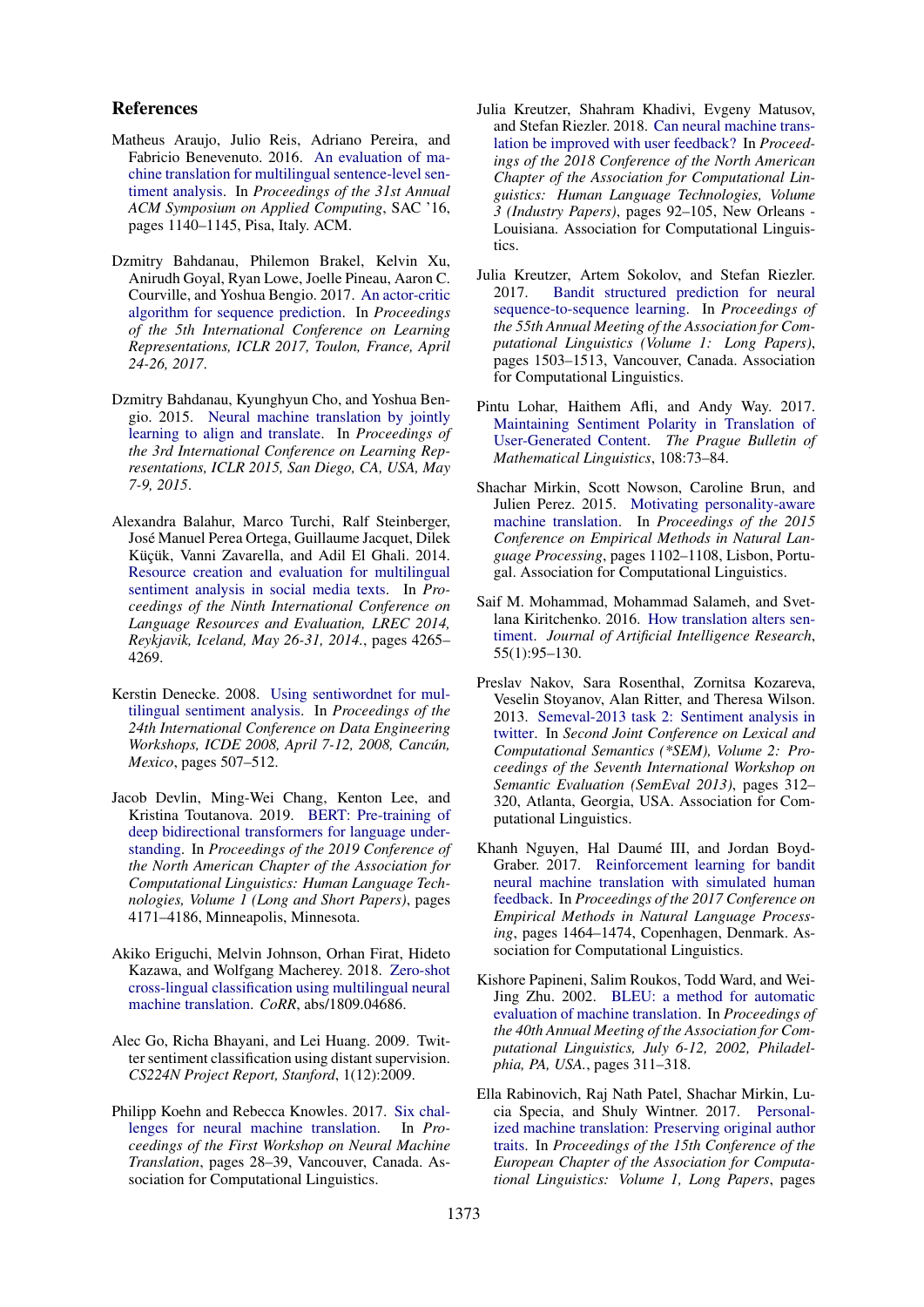## References

Matheus Araujo, Julio Reis, Adriano Pereira, and Fabricio Benevenuto. 2016. An evaluation of machine translation for multilingual sentence-level sentiment analysis. In *Proceedings of the 31st Annual ACM Symposium on Applied Computing*, SAC '16, pages 1140–1145, Pisa, Italy. ACM.

Dzmitry Bahdanau, Philemon Brakel, Kelvin Xu, Anirudh Goyal, Ryan Lowe, Joelle Pineau, Aaron C. Courville, and Yoshua Bengio. 2017. An actor-critic algorithm for sequence prediction. In *Proceedings of the 5th International Conference on Learning Representations, ICLR 2017, Toulon, France, April 24-26, 2017*.

Dzmitry Bahdanau, Kyunghyun Cho, and Yoshua Bengio. 2015. Neural machine translation by jointly learning to align and translate. In *Proceedings of the 3rd International Conference on Learning Representations, ICLR 2015, San Diego, CA, USA, May 7-9, 2015*.

Alexandra Balahur, Marco Turchi, Ralf Steinberger, José Manuel Perea Ortega, Guillaume Jacquet, Dilek Küçük, Vanni Zavarella, and Adil El Ghali. 2014. Resource creation and evaluation for multilingual sentiment analysis in social media texts. In *Proceedings of the Ninth International Conference on Language Resources and Evaluation, LREC 2014, Reykjavik, Iceland, May 26-31, 2014.*, pages 4265–4269.

Kerstin Denecke. 2008. Using sentiwordnet for multilingual sentiment analysis. In *Proceedings of the 24th International Conference on Data Engineering Workshops, ICDE 2008, April 7-12, 2008, Cancún, Mexico*, pages 507–512.

Jacob Devlin, Ming-Wei Chang, Kenton Lee, and Kristina Toutanova. 2019. BERT: Pre-training of deep bidirectional transformers for language understanding. In *Proceedings of the 2019 Conference of the North American Chapter of the Association for Computational Linguistics: Human Language Technologies, Volume 1 (Long and Short Papers)*, pages 4171–4186, Minneapolis, Minnesota.

Akiko Eriguchi, Melvin Johnson, Orhan Firat, Hideto Kazawa, and Wolfgang Macherey. 2018. Zero-shot cross-lingual classification using multilingual neural machine translation. *CoRR*, abs/1809.04686.

Alec Go, Richa Bhayani, and Lei Huang. 2009. Twitter sentiment classification using distant supervision. *CS224N Project Report, Stanford*, 1(12):2009.

Philipp Koehn and Rebecca Knowles. 2017. Six challenges for neural machine translation. In *Proceedings of the First Workshop on Neural Machine Translation*, pages 28–39, Vancouver, Canada. Association for Computational Linguistics.

Julia Kreutzer, Shahram Khadivi, Evgeny Matusov, and Stefan Riezler. 2018. Can neural machine translation be improved with user feedback? In *Proceedings of the 2018 Conference of the North American Chapter of the Association for Computational Linguistics: Human Language Technologies, Volume 3 (Industry Papers)*, pages 92–105, New Orleans - Louisiana. Association for Computational Linguistics.

Julia Kreutzer, Artem Sokolov, and Stefan Riezler. 2017. Bandit structured prediction for neural sequence-to-sequence learning. In *Proceedings of the 55th Annual Meeting of the Association for Computational Linguistics (Volume 1: Long Papers)*, pages 1503–1513, Vancouver, Canada. Association for Computational Linguistics.

Pintu Lohar, Haithem Afli, and Andy Way. 2017. Maintaining Sentiment Polarity in Translation of User-Generated Content. *The Prague Bulletin of Mathematical Linguistics*, 108:73–84.

Shachar Mirkin, Scott Nowson, Caroline Brun, and Julien Perez. 2015. Motivating personality-aware machine translation. In *Proceedings of the 2015 Conference on Empirical Methods in Natural Language Processing*, pages 1102–1108, Lisbon, Portugal. Association for Computational Linguistics.

Saif M. Mohammad, Mohammad Salameh, and Svetlana Kiritchenko. 2016. How translation alters sentiment. *Journal of Artificial Intelligence Research*, 55(1):95–130.

Preslav Nakov, Sara Rosenthal, Zornitsa Kozareva, Veselin Stoyanov, Alan Ritter, and Theresa Wilson. 2013. Semeval-2013 task 2: Sentiment analysis in twitter. In *Second Joint Conference on Lexical and Computational Semantics (*SEM), Volume 2: Proceedings of the Seventh International Workshop on Semantic Evaluation (SemEval 2013)*, pages 312–320, Atlanta, Georgia, USA. Association for Computational Linguistics.

Khanh Nguyen, Hal Daumé III, and Jordan Boyd-Graber. 2017. Reinforcement learning for bandit neural machine translation with simulated human feedback. In *Proceedings of the 2017 Conference on Empirical Methods in Natural Language Processing*, pages 1464–1474, Copenhagen, Denmark. Association for Computational Linguistics.

Kishore Papineni, Salim Roukos, Todd Ward, and Wei-Jing Zhu. 2002. BLEU: a method for automatic evaluation of machine translation. In *Proceedings of the 40th Annual Meeting of the Association for Computational Linguistics, July 6-12, 2002, Philadelphia, PA, USA.*, pages 311–318.

Ella Rabinovich, Raj Nath Patel, Shachar Mirkin, Lucia Specia, and Shuly Wintner. 2017. Personalized machine translation: Preserving original author traits. In *Proceedings of the 15th Conference of the European Chapter of the Association for Computational Linguistics: Volume 1, Long Papers*, pages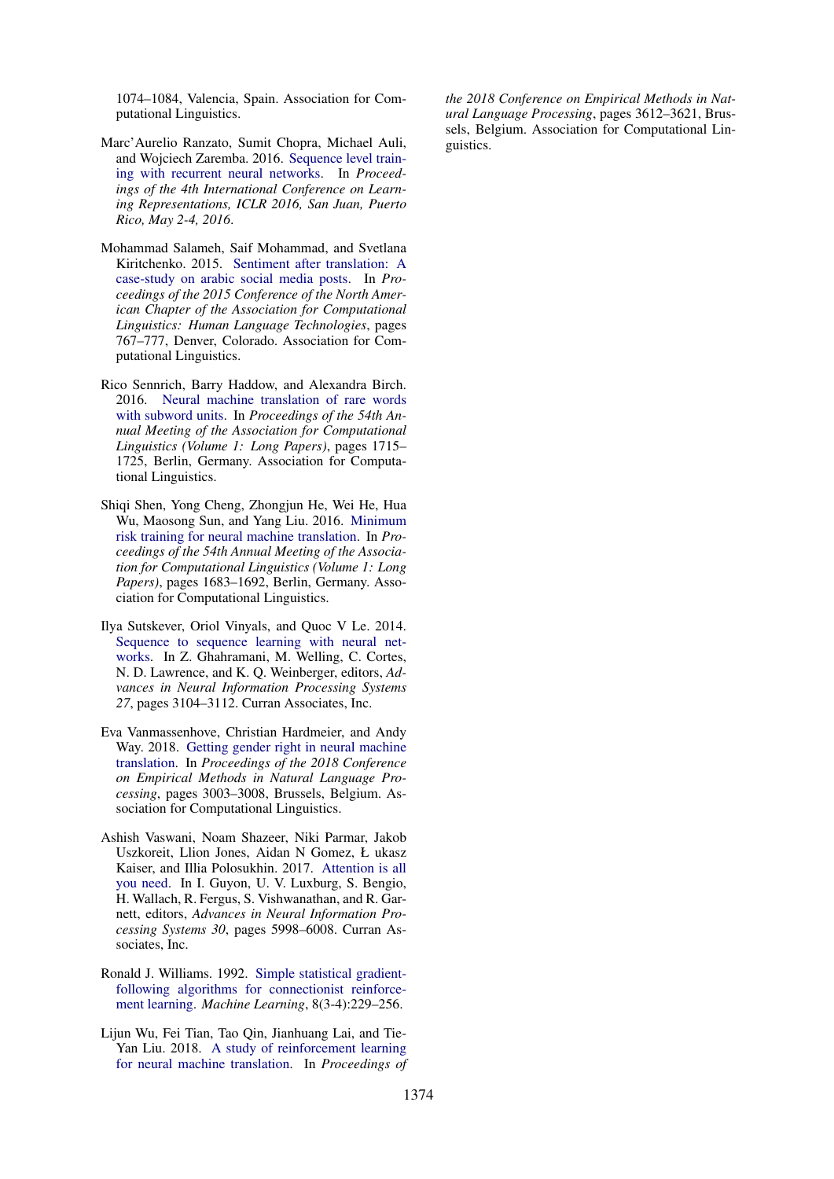1074–1084, Valencia, Spain. Association for Computational Linguistics.

Marc'Aurelio Ranzato, Sumit Chopra, Michael Auli, and Wojciech Zaremba. 2016. Sequence level training with recurrent neural networks. In *Proceedings of the 4th International Conference on Learning Representations, ICLR 2016, San Juan, Puerto Rico, May 2-4, 2016*.

Mohammad Salameh, Saif Mohammad, and Svetlana Kiritchenko. 2015. Sentiment after translation: A case-study on arabic social media posts. In *Proceedings of the 2015 Conference of the North American Chapter of the Association for Computational Linguistics: Human Language Technologies*, pages 767–777, Denver, Colorado. Association for Computational Linguistics.

Rico Sennrich, Barry Haddow, and Alexandra Birch. 2016. Neural machine translation of rare words with subword units. In *Proceedings of the 54th Annual Meeting of the Association for Computational Linguistics (Volume 1: Long Papers)*, pages 1715–1725, Berlin, Germany. Association for Computational Linguistics.

Shiqi Shen, Yong Cheng, Zhongjun He, Wei He, Hua Wu, Maosong Sun, and Yang Liu. 2016. Minimum risk training for neural machine translation. In *Proceedings of the 54th Annual Meeting of the Association for Computational Linguistics (Volume 1: Long Papers)*, pages 1683–1692, Berlin, Germany. Association for Computational Linguistics.

Ilya Sutskever, Oriol Vinyals, and Quoc V Le. 2014. Sequence to sequence learning with neural networks. In Z. Ghahramani, M. Welling, C. Cortes, N. D. Lawrence, and K. Q. Weinberger, editors, *Advances in Neural Information Processing Systems 27*, pages 3104–3112. Curran Associates, Inc.

Eva Vanmassenhove, Christian Hardmeier, and Andy Way. 2018. Getting gender right in neural machine translation. In *Proceedings of the 2018 Conference on Empirical Methods in Natural Language Processing*, pages 3003–3008, Brussels, Belgium. Association for Computational Linguistics.

Ashish Vaswani, Noam Shazeer, Niki Parmar, Jakob Uszkoreit, Llion Jones, Aidan N Gomez, Ł ukasz Kaiser, and Illia Polosukhin. 2017. Attention is all you need. In I. Guyon, U. V. Luxburg, S. Bengio, H. Wallach, R. Fergus, S. Vishwanathan, and R. Garnett, editors, *Advances in Neural Information Processing Systems 30*, pages 5998–6008. Curran Associates, Inc.

Ronald J. Williams. 1992. Simple statistical gradient-following algorithms for connectionist reinforcement learning. *Machine Learning*, 8(3-4):229–256.

Lijun Wu, Fei Tian, Tao Qin, Jianhuang Lai, and Tie-Yan Liu. 2018. A study of reinforcement learning for neural machine translation. In *Proceedings of the 2018 Conference on Empirical Methods in Natural Language Processing*, pages 3612–3621, Brussels, Belgium. Association for Computational Linguistics.